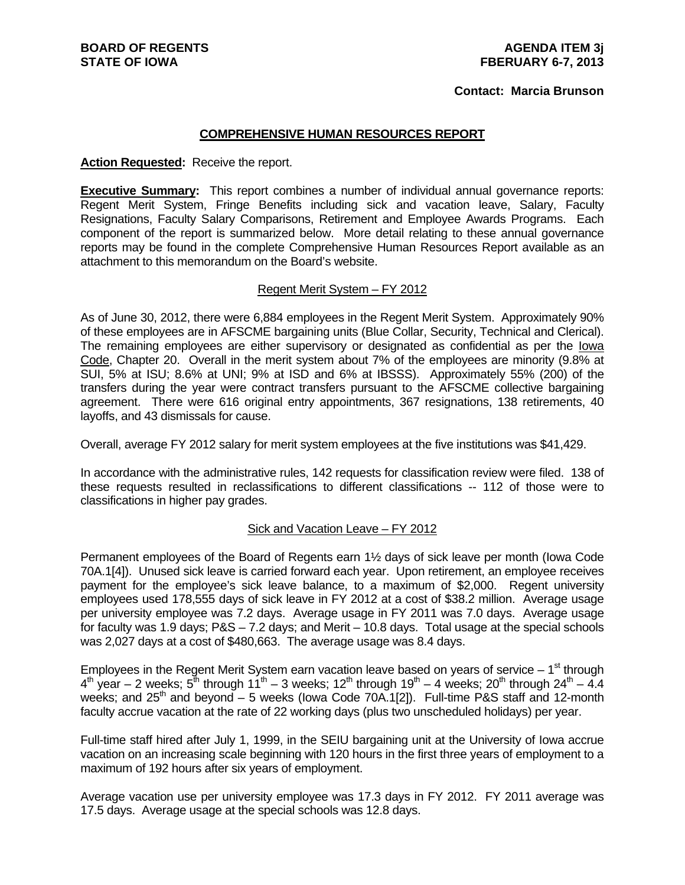**BOARD OF REGENTS**
**STATE OF IOWA**

**AGENDA ITEM 3j**
**FBERUARY 6-7, 2013**

**Contact: Marcia Brunson**

## COMPREHENSIVE HUMAN RESOURCES REPORT

**Action Requested:** Receive the report.

**Executive Summary:** This report combines a number of individual annual governance reports: Regent Merit System, Fringe Benefits including sick and vacation leave, Salary, Faculty Resignations, Faculty Salary Comparisons, Retirement and Employee Awards Programs. Each component of the report is summarized below. More detail relating to these annual governance reports may be found in the complete Comprehensive Human Resources Report available as an attachment to this memorandum on the Board's website.

### Regent Merit System – FY 2012

As of June 30, 2012, there were 6,884 employees in the Regent Merit System. Approximately 90% of these employees are in AFSCME bargaining units (Blue Collar, Security, Technical and Clerical). The remaining employees are either supervisory or designated as confidential as per the Iowa Code, Chapter 20. Overall in the merit system about 7% of the employees are minority (9.8% at SUI, 5% at ISU; 8.6% at UNI; 9% at ISD and 6% at IBSSS). Approximately 55% (200) of the transfers during the year were contract transfers pursuant to the AFSCME collective bargaining agreement. There were 616 original entry appointments, 367 resignations, 138 retirements, 40 layoffs, and 43 dismissals for cause.

Overall, average FY 2012 salary for merit system employees at the five institutions was $41,429.

In accordance with the administrative rules, 142 requests for classification review were filed. 138 of these requests resulted in reclassifications to different classifications -- 112 of those were to classifications in higher pay grades.

### Sick and Vacation Leave – FY 2012

Permanent employees of the Board of Regents earn 1½ days of sick leave per month (Iowa Code 70A.1[4]). Unused sick leave is carried forward each year. Upon retirement, an employee receives payment for the employee's sick leave balance, to a maximum of $2,000. Regent university employees used 178,555 days of sick leave in FY 2012 at a cost of $38.2 million. Average usage per university employee was 7.2 days. Average usage in FY 2011 was 7.0 days. Average usage for faculty was 1.9 days; P&S – 7.2 days; and Merit – 10.8 days. Total usage at the special schools was 2,027 days at a cost of $480,663. The average usage was 8.4 days.

Employees in the Regent Merit System earn vacation leave based on years of service – 1st through 4th year – 2 weeks; 5th through 11th – 3 weeks; 12th through 19th – 4 weeks; 20th through 24th – 4.4 weeks; and 25th and beyond – 5 weeks (Iowa Code 70A.1[2]). Full-time P&S staff and 12-month faculty accrue vacation at the rate of 22 working days (plus two unscheduled holidays) per year.

Full-time staff hired after July 1, 1999, in the SEIU bargaining unit at the University of Iowa accrue vacation on an increasing scale beginning with 120 hours in the first three years of employment to a maximum of 192 hours after six years of employment.

Average vacation use per university employee was 17.3 days in FY 2012. FY 2011 average was 17.5 days. Average usage at the special schools was 12.8 days.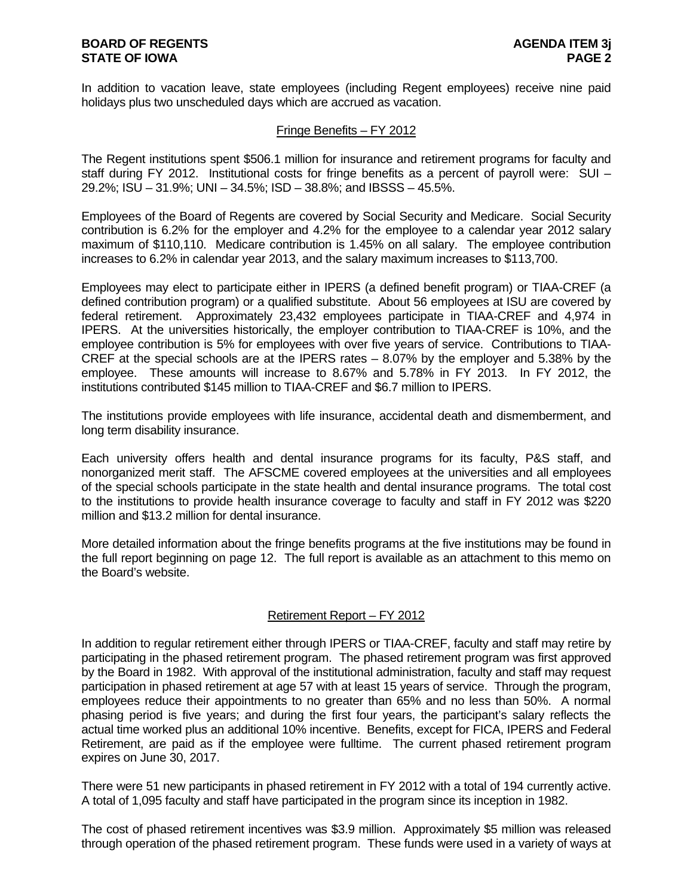In addition to vacation leave, state employees (including Regent employees) receive nine paid holidays plus two unscheduled days which are accrued as vacation.

## Fringe Benefits – FY 2012

The Regent institutions spent $506.1 million for insurance and retirement programs for faculty and staff during FY 2012. Institutional costs for fringe benefits as a percent of payroll were: SUI – 29.2%; ISU – 31.9%; UNI – 34.5%; ISD – 38.8%; and IBSSS – 45.5%.

Employees of the Board of Regents are covered by Social Security and Medicare. Social Security contribution is 6.2% for the employer and 4.2% for the employee to a calendar year 2012 salary maximum of $110,110. Medicare contribution is 1.45% on all salary. The employee contribution increases to 6.2% in calendar year 2013, and the salary maximum increases to $113,700.

Employees may elect to participate either in IPERS (a defined benefit program) or TIAA-CREF (a defined contribution program) or a qualified substitute. About 56 employees at ISU are covered by federal retirement. Approximately 23,432 employees participate in TIAA-CREF and 4,974 in IPERS. At the universities historically, the employer contribution to TIAA-CREF is 10%, and the employee contribution is 5% for employees with over five years of service. Contributions to TIAA-CREF at the special schools are at the IPERS rates – 8.07% by the employer and 5.38% by the employee. These amounts will increase to 8.67% and 5.78% in FY 2013. In FY 2012, the institutions contributed $145 million to TIAA-CREF and $6.7 million to IPERS.

The institutions provide employees with life insurance, accidental death and dismemberment, and long term disability insurance.

Each university offers health and dental insurance programs for its faculty, P&S staff, and nonorganized merit staff. The AFSCME covered employees at the universities and all employees of the special schools participate in the state health and dental insurance programs. The total cost to the institutions to provide health insurance coverage to faculty and staff in FY 2012 was $220 million and $13.2 million for dental insurance.

More detailed information about the fringe benefits programs at the five institutions may be found in the full report beginning on page 12. The full report is available as an attachment to this memo on the Board's website.

## Retirement Report – FY 2012

In addition to regular retirement either through IPERS or TIAA-CREF, faculty and staff may retire by participating in the phased retirement program. The phased retirement program was first approved by the Board in 1982. With approval of the institutional administration, faculty and staff may request participation in phased retirement at age 57 with at least 15 years of service. Through the program, employees reduce their appointments to no greater than 65% and no less than 50%. A normal phasing period is five years; and during the first four years, the participant's salary reflects the actual time worked plus an additional 10% incentive. Benefits, except for FICA, IPERS and Federal Retirement, are paid as if the employee were fulltime. The current phased retirement program expires on June 30, 2017.

There were 51 new participants in phased retirement in FY 2012 with a total of 194 currently active. A total of 1,095 faculty and staff have participated in the program since its inception in 1982.

The cost of phased retirement incentives was $3.9 million. Approximately $5 million was released through operation of the phased retirement program. These funds were used in a variety of ways at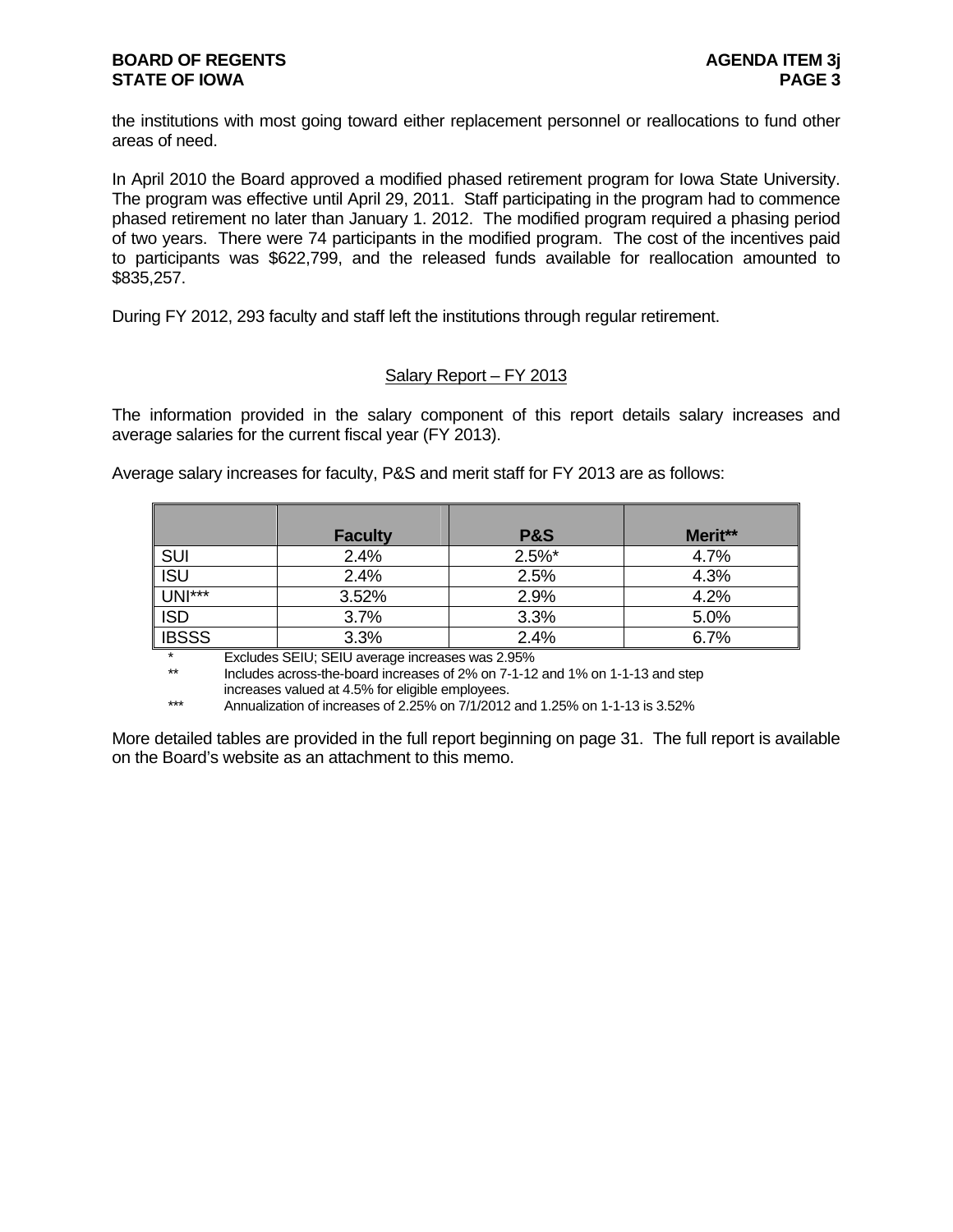the institutions with most going toward either replacement personnel or reallocations to fund other areas of need.

In April 2010 the Board approved a modified phased retirement program for Iowa State University. The program was effective until April 29, 2011. Staff participating in the program had to commence phased retirement no later than January 1. 2012. The modified program required a phasing period of two years. There were 74 participants in the modified program. The cost of the incentives paid to participants was $622,799, and the released funds available for reallocation amounted to $835,257.

During FY 2012, 293 faculty and staff left the institutions through regular retirement.

## Salary Report – FY 2013

The information provided in the salary component of this report details salary increases and average salaries for the current fiscal year (FY 2013).

Average salary increases for faculty, P&S and merit staff for FY 2013 are as follows:

| | **Faculty** | **P&S** | **Merit\*\*** |
|---|---|---|---|
| SUI | 2.4% | 2.5%* | 4.7% |
| ISU | 2.4% | 2.5% | 4.3% |
| UNI*** | 3.52% | 2.9% | 4.2% |
| ISD | 3.7% | 3.3% | 5.0% |
| IBSSS | 3.3% | 2.4% | 6.7% |

\* Excludes SEIU; SEIU average increases was 2.95%

\*\* Includes across-the-board increases of 2% on 7-1-12 and 1% on 1-1-13 and step increases valued at 4.5% for eligible employees.

\*\*\* Annualization of increases of 2.25% on 7/1/2012 and 1.25% on 1-1-13 is 3.52%

More detailed tables are provided in the full report beginning on page 31. The full report is available on the Board's website as an attachment to this memo.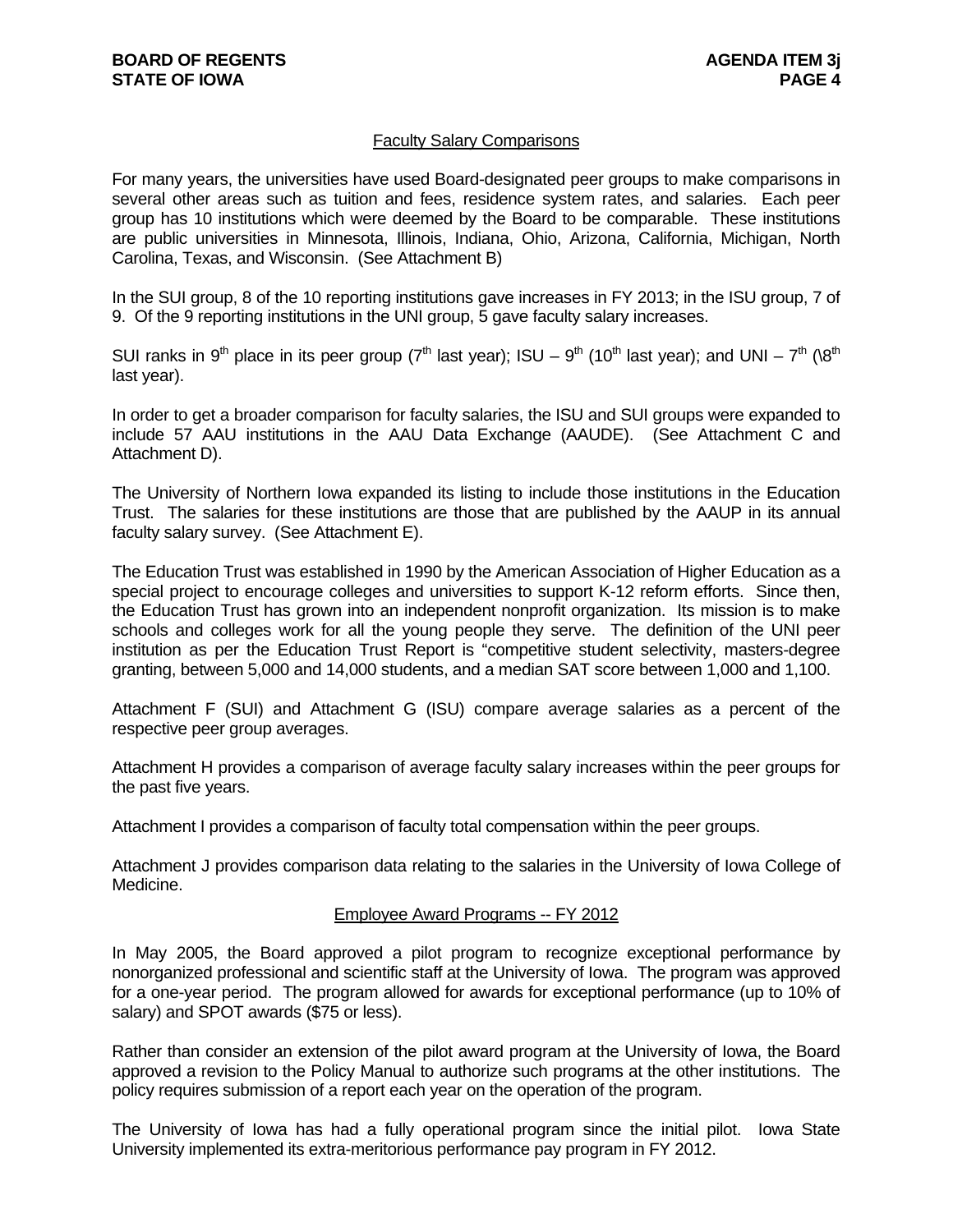## Faculty Salary Comparisons

For many years, the universities have used Board-designated peer groups to make comparisons in several other areas such as tuition and fees, residence system rates, and salaries. Each peer group has 10 institutions which were deemed by the Board to be comparable. These institutions are public universities in Minnesota, Illinois, Indiana, Ohio, Arizona, California, Michigan, North Carolina, Texas, and Wisconsin. (See Attachment B)

In the SUI group, 8 of the 10 reporting institutions gave increases in FY 2013; in the ISU group, 7 of 9. Of the 9 reporting institutions in the UNI group, 5 gave faculty salary increases.

SUI ranks in 9th place in its peer group (7th last year); ISU – 9th (10th last year); and UNI – 7th (\8th last year).

In order to get a broader comparison for faculty salaries, the ISU and SUI groups were expanded to include 57 AAU institutions in the AAU Data Exchange (AAUDE). (See Attachment C and Attachment D).

The University of Northern Iowa expanded its listing to include those institutions in the Education Trust. The salaries for these institutions are those that are published by the AAUP in its annual faculty salary survey. (See Attachment E).

The Education Trust was established in 1990 by the American Association of Higher Education as a special project to encourage colleges and universities to support K-12 reform efforts. Since then, the Education Trust has grown into an independent nonprofit organization. Its mission is to make schools and colleges work for all the young people they serve. The definition of the UNI peer institution as per the Education Trust Report is "competitive student selectivity, masters-degree granting, between 5,000 and 14,000 students, and a median SAT score between 1,000 and 1,100.

Attachment F (SUI) and Attachment G (ISU) compare average salaries as a percent of the respective peer group averages.

Attachment H provides a comparison of average faculty salary increases within the peer groups for the past five years.

Attachment I provides a comparison of faculty total compensation within the peer groups.

Attachment J provides comparison data relating to the salaries in the University of Iowa College of Medicine.

## Employee Award Programs -- FY 2012

In May 2005, the Board approved a pilot program to recognize exceptional performance by nonorganized professional and scientific staff at the University of Iowa. The program was approved for a one-year period. The program allowed for awards for exceptional performance (up to 10% of salary) and SPOT awards ($75 or less).

Rather than consider an extension of the pilot award program at the University of Iowa, the Board approved a revision to the Policy Manual to authorize such programs at the other institutions. The policy requires submission of a report each year on the operation of the program.

The University of Iowa has had a fully operational program since the initial pilot. Iowa State University implemented its extra-meritorious performance pay program in FY 2012.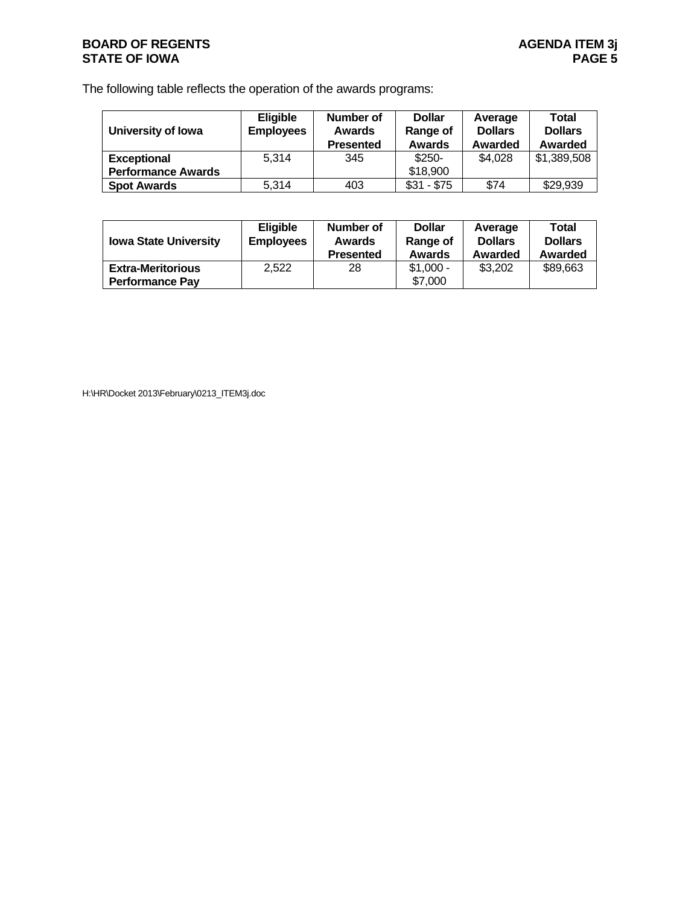The following table reflects the operation of the awards programs:

| University of Iowa | Eligible Employees | Number of Awards Presented | Dollar Range of Awards | Average Dollars Awarded | Total Dollars Awarded |
|---|---|---|---|---|---|
| **Exceptional Performance Awards** | 5,314 | 345 | $250- $18,900 | $4,028 | $1,389,508 |
| **Spot Awards** | 5,314 | 403 | $31 - $75 | $74 | $29,939 |

| Iowa State University | Eligible Employees | Number of Awards Presented | Dollar Range of Awards | Average Dollars Awarded | Total Dollars Awarded |
|---|---|---|---|---|---|
| **Extra-Meritorious Performance Pay** | 2,522 | 28 | $1,000 - $7,000 | $3,202 | $89,663 |

H:\HR\Docket 2013\February\0213_ITEM3j.doc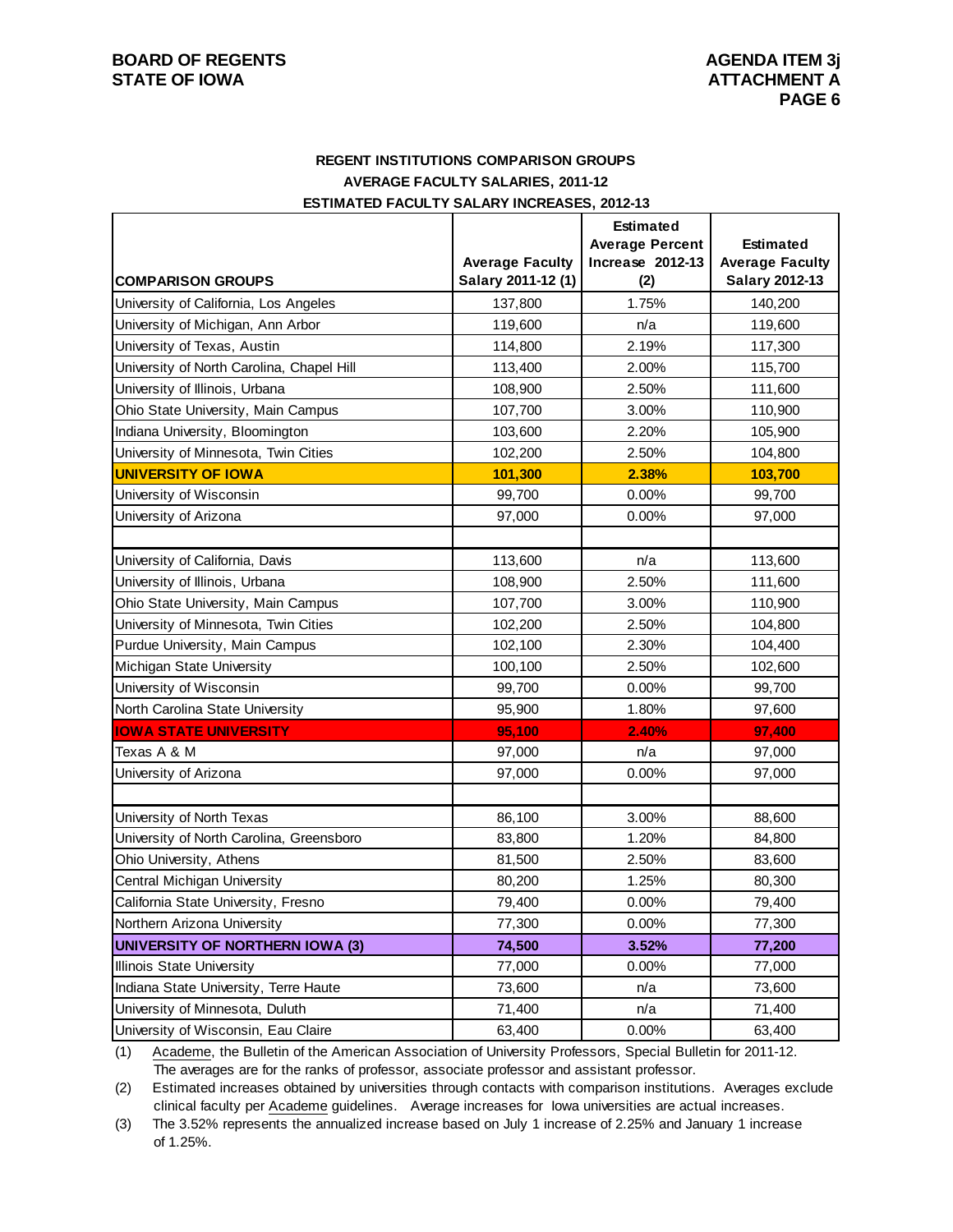## REGENT INSTITUTIONS COMPARISON GROUPS
## AVERAGE FACULTY SALARIES, 2011-12
## ESTIMATED FACULTY SALARY INCREASES, 2012-13

| COMPARISON GROUPS | Average Faculty Salary 2011-12 (1) | Estimated Average Percent Increase 2012-13 (2) | Estimated Average Faculty Salary 2012-13 |
|---|---|---|---|
| University of California, Los Angeles | 137,800 | 1.75% | 140,200 |
| University of Michigan, Ann Arbor | 119,600 | n/a | 119,600 |
| University of Texas, Austin | 114,800 | 2.19% | 117,300 |
| University of North Carolina, Chapel Hill | 113,400 | 2.00% | 115,700 |
| University of Illinois, Urbana | 108,900 | 2.50% | 111,600 |
| Ohio State University, Main Campus | 107,700 | 3.00% | 110,900 |
| Indiana University, Bloomington | 103,600 | 2.20% | 105,900 |
| University of Minnesota, Twin Cities | 102,200 | 2.50% | 104,800 |
| **UNIVERSITY OF IOWA** | **101,300** | **2.38%** | **103,700** |
| University of Wisconsin | 99,700 | 0.00% | 99,700 |
| University of Arizona | 97,000 | 0.00% | 97,000 |
| | | | |
| University of California, Davis | 113,600 | n/a | 113,600 |
| University of Illinois, Urbana | 108,900 | 2.50% | 111,600 |
| Ohio State University, Main Campus | 107,700 | 3.00% | 110,900 |
| University of Minnesota, Twin Cities | 102,200 | 2.50% | 104,800 |
| Purdue University, Main Campus | 102,100 | 2.30% | 104,400 |
| Michigan State University | 100,100 | 2.50% | 102,600 |
| University of Wisconsin | 99,700 | 0.00% | 99,700 |
| North Carolina State University | 95,900 | 1.80% | 97,600 |
| **IOWA STATE UNIVERSITY** | **95,100** | **2.40%** | **97,400** |
| Texas A & M | 97,000 | n/a | 97,000 |
| University of Arizona | 97,000 | 0.00% | 97,000 |
| | | | |
| University of North Texas | 86,100 | 3.00% | 88,600 |
| University of North Carolina, Greensboro | 83,800 | 1.20% | 84,800 |
| Ohio University, Athens | 81,500 | 2.50% | 83,600 |
| Central Michigan University | 80,200 | 1.25% | 80,300 |
| California State University, Fresno | 79,400 | 0.00% | 79,400 |
| Northern Arizona University | 77,300 | 0.00% | 77,300 |
| **UNIVERSITY OF NORTHERN IOWA (3)** | **74,500** | **3.52%** | **77,200** |
| Illinois State University | 77,000 | 0.00% | 77,000 |
| Indiana State University, Terre Haute | 73,600 | n/a | 73,600 |
| University of Minnesota, Duluth | 71,400 | n/a | 71,400 |
| University of Wisconsin, Eau Claire | 63,400 | 0.00% | 63,400 |

(1) Academe, the Bulletin of the American Association of University Professors, Special Bulletin for 2011-12. The averages are for the ranks of professor, associate professor and assistant professor.

(2) Estimated increases obtained by universities through contacts with comparison institutions. Averages exclude clinical faculty per Academe guidelines. Average increases for Iowa universities are actual increases.

(3) The 3.52% represents the annualized increase based on July 1 increase of 2.25% and January 1 increase of 1.25%.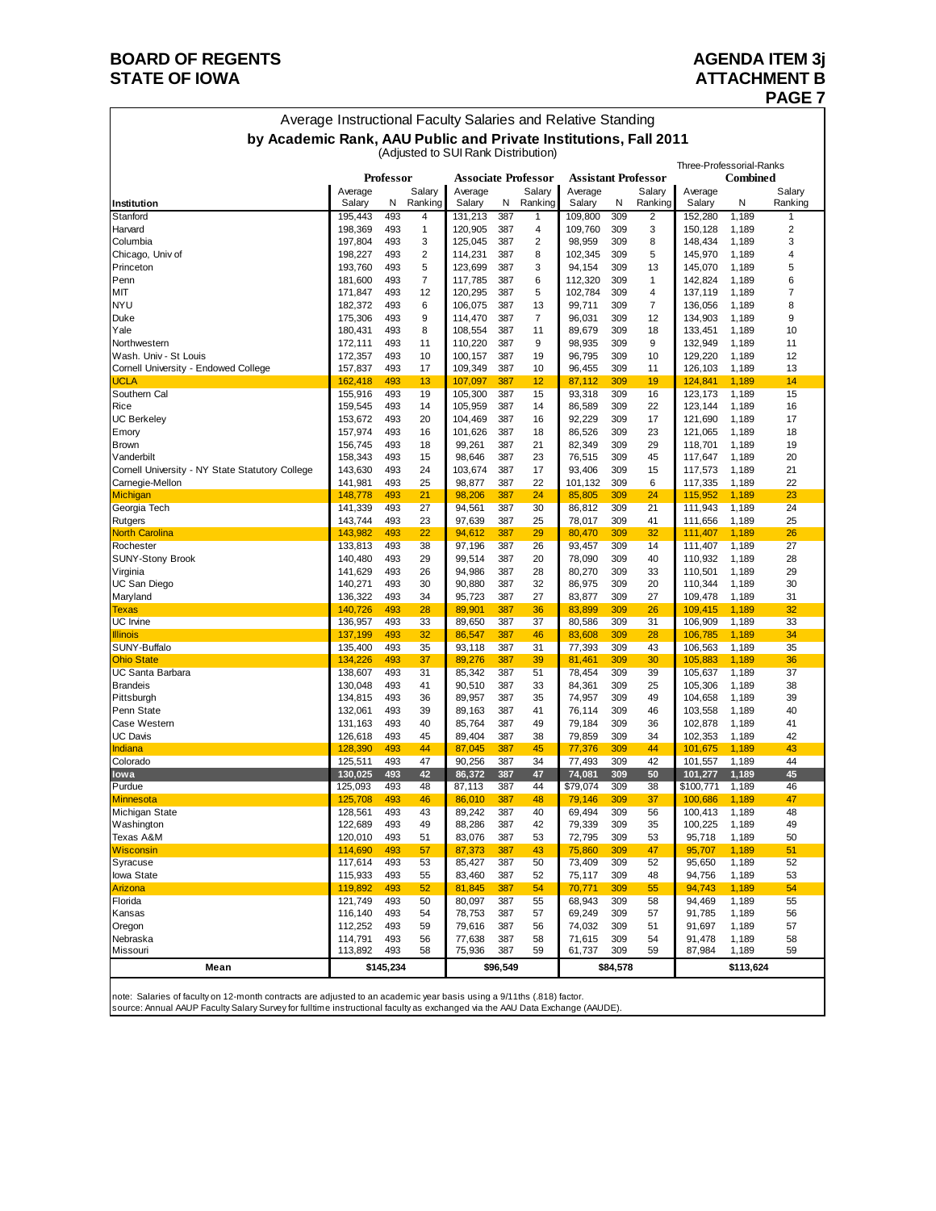**BOARD OF REGENTS**
**STATE OF IOWA**

**AGENDA ITEM 3j**
**ATTACHMENT B**

## Average Instructional Faculty Salaries and Relative Standing
## by Academic Rank, AAU Public and Private Institutions, Fall 2011

(Adjusted to SUI Rank Distribution)

| Institution | Professor | | | Associate Professor | | | Assistant Professor | | | Three-Professorial-Ranks Combined | | |
|---|---|---|---|---|---|---|---|---|---|---|---|---|
| | Average Salary | N | Salary Ranking | Average Salary | N | Salary Ranking | Average Salary | N | Salary Ranking | Average Salary | N | Salary Ranking |
| Stanford | 195,443 | 493 | 4 | 131,213 | 387 | 1 | 109,800 | 309 | 2 | 152,280 | 1,189 | 1 |
| Harvard | 198,369 | 493 | 1 | 120,905 | 387 | 4 | 109,760 | 309 | 3 | 150,128 | 1,189 | 2 |
| Columbia | 197,804 | 493 | 3 | 125,045 | 387 | 2 | 98,959 | 309 | 8 | 148,434 | 1,189 | 3 |
| Chicago, Univ of | 198,227 | 493 | 2 | 114,231 | 387 | 8 | 102,345 | 309 | 5 | 145,970 | 1,189 | 4 |
| Princeton | 193,760 | 493 | 5 | 123,699 | 387 | 3 | 94,154 | 309 | 13 | 145,070 | 1,189 | 5 |
| Penn | 181,600 | 493 | 7 | 117,785 | 387 | 6 | 112,320 | 309 | 1 | 142,824 | 1,189 | 6 |
| MIT | 171,847 | 493 | 12 | 120,295 | 387 | 5 | 102,784 | 309 | 4 | 137,119 | 1,189 | 7 |
| NYU | 182,372 | 493 | 6 | 106,075 | 387 | 13 | 99,711 | 309 | 7 | 136,056 | 1,189 | 8 |
| Duke | 175,306 | 493 | 9 | 114,470 | 387 | 7 | 96,031 | 309 | 12 | 134,903 | 1,189 | 9 |
| Yale | 180,431 | 493 | 8 | 108,554 | 387 | 11 | 89,679 | 309 | 18 | 133,451 | 1,189 | 10 |
| Northwestern | 172,111 | 493 | 11 | 110,220 | 387 | 9 | 98,935 | 309 | 9 | 132,949 | 1,189 | 11 |
| Wash. Univ - St Louis | 172,357 | 493 | 10 | 100,157 | 387 | 19 | 96,795 | 309 | 10 | 129,220 | 1,189 | 12 |
| Cornell University - Endowed College | 157,837 | 493 | 17 | 109,349 | 387 | 10 | 96,455 | 309 | 11 | 126,103 | 1,189 | 13 |
| UCLA | 162,418 | 493 | 13 | 107,097 | 387 | 12 | 87,112 | 309 | 19 | 124,841 | 1,189 | 14 |
| Southern Cal | 155,916 | 493 | 19 | 105,300 | 387 | 15 | 93,318 | 309 | 16 | 123,173 | 1,189 | 15 |
| Rice | 159,545 | 493 | 14 | 105,959 | 387 | 14 | 86,589 | 309 | 22 | 123,144 | 1,189 | 16 |
| UC Berkeley | 153,672 | 493 | 20 | 104,469 | 387 | 16 | 92,229 | 309 | 17 | 121,690 | 1,189 | 17 |
| Emory | 157,974 | 493 | 16 | 101,626 | 387 | 18 | 86,526 | 309 | 23 | 121,065 | 1,189 | 18 |
| Brown | 156,745 | 493 | 18 | 99,261 | 387 | 21 | 82,349 | 309 | 29 | 118,701 | 1,189 | 19 |
| Vanderbilt | 158,343 | 493 | 15 | 98,646 | 387 | 23 | 76,515 | 309 | 45 | 117,647 | 1,189 | 20 |
| Cornell University - NY State Statutory College | 143,630 | 493 | 24 | 103,674 | 387 | 17 | 93,406 | 309 | 15 | 117,573 | 1,189 | 21 |
| Carnegie-Mellon | 141,981 | 493 | 25 | 98,877 | 387 | 22 | 101,132 | 309 | 6 | 117,335 | 1,189 | 22 |
| Michigan | 148,778 | 493 | 21 | 98,206 | 387 | 24 | 85,805 | 309 | 24 | 115,952 | 1,189 | 23 |
| Georgia Tech | 141,339 | 493 | 27 | 94,561 | 387 | 30 | 86,812 | 309 | 21 | 111,943 | 1,189 | 24 |
| Rutgers | 143,744 | 493 | 23 | 97,639 | 387 | 25 | 78,017 | 309 | 41 | 111,656 | 1,189 | 25 |
| North Carolina | 143,982 | 493 | 22 | 94,612 | 387 | 29 | 80,470 | 309 | 32 | 111,407 | 1,189 | 26 |
| Rochester | 133,813 | 493 | 38 | 97,196 | 387 | 26 | 93,457 | 309 | 14 | 111,407 | 1,189 | 27 |
| SUNY-Stony Brook | 140,480 | 493 | 29 | 99,514 | 387 | 20 | 78,090 | 309 | 40 | 110,932 | 1,189 | 28 |
| Virginia | 141,629 | 493 | 26 | 94,986 | 387 | 28 | 80,270 | 309 | 33 | 110,501 | 1,189 | 29 |
| UC San Diego | 140,271 | 493 | 30 | 90,880 | 387 | 32 | 86,975 | 309 | 20 | 110,344 | 1,189 | 30 |
| Maryland | 136,322 | 493 | 34 | 95,723 | 387 | 27 | 83,877 | 309 | 27 | 109,478 | 1,189 | 31 |
| Texas | 140,726 | 493 | 28 | 89,901 | 387 | 36 | 83,899 | 309 | 26 | 109,415 | 1,189 | 32 |
| UC Irvine | 136,957 | 493 | 33 | 89,650 | 387 | 37 | 80,586 | 309 | 31 | 106,909 | 1,189 | 33 |
| Illinois | 137,199 | 493 | 32 | 86,547 | 387 | 46 | 83,608 | 309 | 28 | 106,785 | 1,189 | 34 |
| SUNY-Buffalo | 135,400 | 493 | 35 | 93,118 | 387 | 31 | 77,393 | 309 | 43 | 106,563 | 1,189 | 35 |
| Ohio State | 134,226 | 493 | 37 | 89,276 | 387 | 39 | 81,461 | 309 | 30 | 105,883 | 1,189 | 36 |
| UC Santa Barbara | 138,607 | 493 | 31 | 85,342 | 387 | 51 | 78,454 | 309 | 39 | 105,637 | 1,189 | 37 |
| Brandeis | 130,048 | 493 | 41 | 90,510 | 387 | 33 | 84,361 | 309 | 25 | 105,306 | 1,189 | 38 |
| Pittsburgh | 134,815 | 493 | 36 | 89,957 | 387 | 35 | 74,957 | 309 | 49 | 104,658 | 1,189 | 39 |
| Penn State | 132,061 | 493 | 39 | 89,163 | 387 | 41 | 76,114 | 309 | 46 | 103,558 | 1,189 | 40 |
| Case Western | 131,163 | 493 | 40 | 85,764 | 387 | 49 | 79,184 | 309 | 36 | 102,878 | 1,189 | 41 |
| UC Davis | 126,618 | 493 | 45 | 89,404 | 387 | 38 | 79,859 | 309 | 34 | 102,353 | 1,189 | 42 |
| Indiana | 128,390 | 493 | 44 | 87,045 | 387 | 45 | 77,376 | 309 | 44 | 101,675 | 1,189 | 43 |
| Colorado | 125,511 | 493 | 47 | 90,256 | 387 | 34 | 77,493 | 309 | 42 | 101,557 | 1,189 | 44 |
| **Iowa** | **130,025** | **493** | **42** | **86,372** | **387** | **47** | **74,081** | **309** | **50** | **101,277** | **1,189** | **45** |
| Purdue | 125,093 | 493 | 48 | 87,113 | 387 | 44 | $79,074 | 309 | 38 | $100,771 | 1,189 | 46 |
| Minnesota | 125,708 | 493 | 46 | 86,010 | 387 | 48 | 79,146 | 309 | 37 | 100,686 | 1,189 | 47 |
| Michigan State | 128,561 | 493 | 43 | 89,242 | 387 | 40 | 69,494 | 309 | 56 | 100,413 | 1,189 | 48 |
| Washington | 122,689 | 493 | 49 | 88,286 | 387 | 42 | 79,339 | 309 | 35 | 100,225 | 1,189 | 49 |
| Texas A&M | 120,010 | 493 | 51 | 83,076 | 387 | 53 | 72,795 | 309 | 53 | 95,718 | 1,189 | 50 |
| Wisconsin | 114,690 | 493 | 57 | 87,373 | 387 | 43 | 75,860 | 309 | 47 | 95,707 | 1,189 | 51 |
| Syracuse | 117,614 | 493 | 53 | 85,427 | 387 | 50 | 73,409 | 309 | 52 | 95,650 | 1,189 | 52 |
| Iowa State | 115,933 | 493 | 55 | 83,460 | 387 | 52 | 75,117 | 309 | 48 | 94,756 | 1,189 | 53 |
| Arizona | 119,892 | 493 | 52 | 81,845 | 387 | 54 | 70,771 | 309 | 55 | 94,743 | 1,189 | 54 |
| Florida | 121,749 | 493 | 50 | 80,097 | 387 | 55 | 68,943 | 309 | 58 | 94,469 | 1,189 | 55 |
| Kansas | 116,140 | 493 | 54 | 78,753 | 387 | 57 | 69,249 | 309 | 57 | 91,785 | 1,189 | 56 |
| Oregon | 112,252 | 493 | 59 | 79,616 | 387 | 56 | 74,032 | 309 | 51 | 91,697 | 1,189 | 57 |
| Nebraska | 114,791 | 493 | 56 | 77,638 | 387 | 58 | 71,615 | 309 | 54 | 91,478 | 1,189 | 58 |
| Missouri | 113,892 | 493 | 58 | 75,936 | 387 | 59 | 61,737 | 309 | 59 | 87,984 | 1,189 | 59 |
| **Mean** | | **$145,234** | | | **$96,549** | | | **$84,578** | | | **$113,624** | |

note: Salaries of faculty on 12-month contracts are adjusted to an academic year basis using a 9/11ths (.818) factor.
source: Annual AAUP Faculty Salary Survey for fulltime instructional faculty as exchanged via the AAU Data Exchange (AAUDE).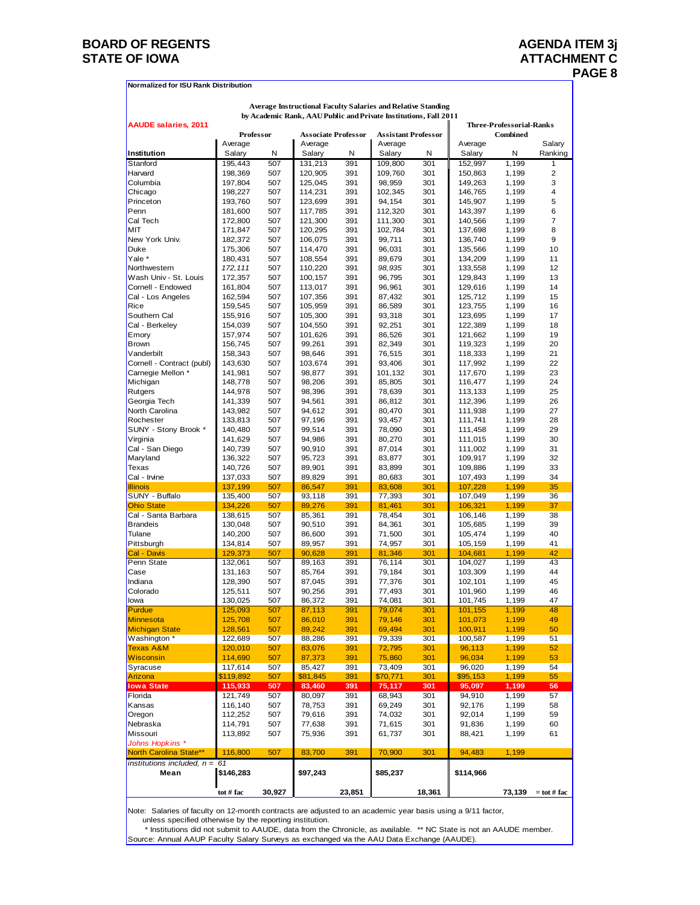**BOARD OF REGENTS**
**STATE OF IOWA**

**AGENDA ITEM 3j**
**ATTACHMENT C**

**Normalized for ISU Rank Distribution**

**Average Instructional Faculty Salaries and Relative Standing by Academic Rank, AAU Public and Private Institutions, Fall 2011**

**AAUDE salaries, 2011**

| | Professor | | Associate Professor | | Assistant Professor | | Three-Professorial-Ranks Combined | | |
|---|---|---|---|---|---|---|---|---|---|
| Institution | Average Salary | N | Average Salary | N | Average Salary | N | Average Salary | N | Salary Ranking |
| Stanford | 195,443 | 507 | 131,213 | 391 | 109,800 | 301 | 152,997 | 1,199 | 1 |
| Harvard | 198,369 | 507 | 120,905 | 391 | 109,760 | 301 | 150,863 | 1,199 | 2 |
| Columbia | 197,804 | 507 | 125,045 | 391 | 98,959 | 301 | 149,263 | 1,199 | 3 |
| Chicago | 198,227 | 507 | 114,231 | 391 | 102,345 | 301 | 146,765 | 1,199 | 4 |
| Princeton | 193,760 | 507 | 123,699 | 391 | 94,154 | 301 | 145,907 | 1,199 | 5 |
| Penn | 181,600 | 507 | 117,785 | 391 | 112,320 | 301 | 143,397 | 1,199 | 6 |
| Cal Tech | 172,800 | 507 | 121,300 | 391 | 111,300 | 301 | 140,566 | 1,199 | 7 |
| MIT | 171,847 | 507 | 120,295 | 391 | 102,784 | 301 | 137,698 | 1,199 | 8 |
| New York Univ. | 182,372 | 507 | 106,075 | 391 | 99,711 | 301 | 136,740 | 1,199 | 9 |
| Duke | 175,306 | 507 | 114,470 | 391 | 96,031 | 301 | 135,566 | 1,199 | 10 |
| Yale * | 180,431 | 507 | 108,554 | 391 | 89,679 | 301 | 134,209 | 1,199 | 11 |
| Northwestern | *172,111* | 507 | 110,220 | 391 | *98,935* | 301 | 133,558 | 1,199 | 12 |
| Wash Univ - St. Louis | 172,357 | 507 | 100,157 | 391 | 96,795 | 301 | 129,843 | 1,199 | 13 |
| Cornell - Endowed | 161,804 | 507 | 113,017 | 391 | 96,961 | 301 | 129,616 | 1,199 | 14 |
| Cal - Los Angeles | 162,594 | 507 | 107,356 | 391 | 87,432 | 301 | 125,712 | 1,199 | 15 |
| Rice | 159,545 | 507 | 105,959 | 391 | 86,589 | 301 | 123,755 | 1,199 | 16 |
| Southern Cal | 155,916 | 507 | 105,300 | 391 | 93,318 | 301 | 123,695 | 1,199 | 17 |
| Cal - Berkeley | 154,039 | 507 | 104,550 | 391 | 92,251 | 301 | 122,389 | 1,199 | 18 |
| Emory | 157,974 | 507 | 101,626 | 391 | 86,526 | 301 | 121,662 | 1,199 | 19 |
| Brown | 156,745 | 507 | 99,261 | 391 | 82,349 | 301 | 119,323 | 1,199 | 20 |
| Vanderbilt | 158,343 | 507 | 98,646 | 391 | 76,515 | 301 | 118,333 | 1,199 | 21 |
| Cornell - Contract (publ) | 143,630 | 507 | 103,674 | 391 | 93,406 | 301 | 117,992 | 1,199 | 22 |
| Carnegie Mellon * | 141,981 | 507 | 98,877 | 391 | 101,132 | 301 | 117,670 | 1,199 | 23 |
| Michigan | 148,778 | 507 | 98,206 | 391 | 85,805 | 301 | 116,477 | 1,199 | 24 |
| Rutgers | 144,978 | 507 | 98,396 | 391 | 78,639 | 301 | 113,133 | 1,199 | 25 |
| Georgia Tech | 141,339 | 507 | 94,561 | 391 | 86,812 | 301 | 112,396 | 1,199 | 26 |
| North Carolina | 143,982 | 507 | 94,612 | 391 | 80,470 | 301 | 111,938 | 1,199 | 27 |
| Rochester | 133,813 | 507 | 97,196 | 391 | 93,457 | 301 | 111,741 | 1,199 | 28 |
| SUNY - Stony Brook * | 140,480 | 507 | 99,514 | 391 | 78,090 | 301 | 111,458 | 1,199 | 29 |
| Virginia | 141,629 | 507 | 94,986 | 391 | 80,270 | 301 | 111,015 | 1,199 | 30 |
| Cal - San Diego | 140,739 | 507 | 90,910 | 391 | 87,014 | 301 | 111,002 | 1,199 | 31 |
| Maryland | 136,322 | 507 | 95,723 | 391 | 83,877 | 301 | 109,917 | 1,199 | 32 |
| Texas | 140,726 | 507 | 89,901 | 391 | 83,899 | 301 | 109,886 | 1,199 | 33 |
| Cal - Irvine | 137,033 | 507 | 89,829 | 391 | 80,683 | 301 | 107,493 | 1,199 | 34 |
| Illinois | 137,199 | 507 | 86,547 | 391 | 83,608 | 301 | 107,228 | 1,199 | 35 |
| SUNY - Buffalo | 135,400 | 507 | 93,118 | 391 | 77,393 | 301 | 107,049 | 1,199 | 36 |
| Ohio State | 134,226 | 507 | 89,276 | 391 | 81,461 | 301 | 106,321 | 1,199 | 37 |
| Cal - Santa Barbara | 138,615 | 507 | 85,361 | 391 | 78,454 | 301 | 106,146 | 1,199 | 38 |
| Brandeis | 130,048 | 507 | 90,510 | 391 | 84,361 | 301 | 105,685 | 1,199 | 39 |
| Tulane | 140,200 | 507 | 86,600 | 391 | 71,500 | 301 | 105,474 | 1,199 | 40 |
| Pittsburgh | 134,814 | 507 | 89,957 | 391 | 74,957 | 301 | 105,159 | 1,199 | 41 |
| Cal - Davis | 129,373 | 507 | 90,628 | 391 | 81,346 | 301 | 104,681 | 1,199 | 42 |
| Penn State | 132,061 | 507 | 89,163 | 391 | 76,114 | 301 | 104,027 | 1,199 | 43 |
| Case | 131,163 | 507 | 85,764 | 391 | 79,184 | 301 | 103,309 | 1,199 | 44 |
| Indiana | 128,390 | 507 | 87,045 | 391 | 77,376 | 301 | 102,101 | 1,199 | 45 |
| Colorado | 125,511 | 507 | 90,256 | 391 | 77,493 | 301 | 101,960 | 1,199 | 46 |
| Iowa | 130,025 | 507 | 86,372 | 391 | 74,081 | 301 | 101,745 | 1,199 | 47 |
| Purdue | 125,093 | 507 | 87,113 | 391 | 79,074 | 301 | 101,155 | 1,199 | 48 |
| Minnesota | 125,708 | 507 | 86,010 | 391 | 79,146 | 301 | 101,073 | 1,199 | 49 |
| Michigan State | 128,561 | 507 | 89,242 | 391 | 69,494 | 301 | 100,911 | 1,199 | 50 |
| Washington * | 122,689 | 507 | 88,286 | 391 | 79,339 | 301 | 100,587 | 1,199 | 51 |
| Texas A&M | 120,010 | 507 | 83,076 | 391 | 72,795 | 301 | 96,113 | 1,199 | 52 |
| Wisconsin | 114,690 | 507 | 87,373 | 391 | 75,860 | 301 | 96,034 | 1,199 | 53 |
| Syracuse | 117,614 | 507 | 85,427 | 391 | 73,409 | 301 | 96,020 | 1,199 | 54 |
| Arizona | $119,892 | 507 | $81,845 | 391 | $70,771 | 301 | $95,153 | 1,199 | 55 |
| **Iowa State** | **115,933** | **507** | **83,460** | **391** | **75,117** | **301** | **95,097** | **1,199** | **56** |
| Florida | 121,749 | 507 | 80,097 | 391 | 68,943 | 301 | 94,910 | 1,199 | 57 |
| Kansas | 116,140 | 507 | 78,753 | 391 | 69,249 | 301 | 92,176 | 1,199 | 58 |
| Oregon | 112,252 | 507 | 79,616 | 391 | 74,032 | 301 | 92,014 | 1,199 | 59 |
| Nebraska | 114,791 | 507 | 77,638 | 391 | 71,615 | 301 | 91,836 | 1,199 | 60 |
| Missouri | 113,892 | 507 | 75,936 | 391 | 61,737 | 301 | 88,421 | 1,199 | 61 |
| *Johns Hopkins* * | | | | | | | | | |
| North Carolina State** | 116,800 | 507 | 83,700 | 391 | 70,900 | 301 | 94,483 | 1,199 | |
| *institutions included, n = 61* | | | | | | | | | |
| **Mean** | **$146,283** | | **$97,243** | | **$85,237** | | **$114,966** | | |
| | tot # fac | 30,927 | | 23,851 | | 18,361 | | 73,139 | = tot # fac |

Note: Salaries of faculty on 12-month contracts are adjusted to an academic year basis using a 9/11 factor, unless specified otherwise by the reporting institution.

\* Institutions did not submit to AAUDE, data from the Chronicle, as available. ** NC State is not an AAUDE member.

Source: Annual AAUP Faculty Salary Surveys as exchanged via the AAU Data Exchange (AAUDE).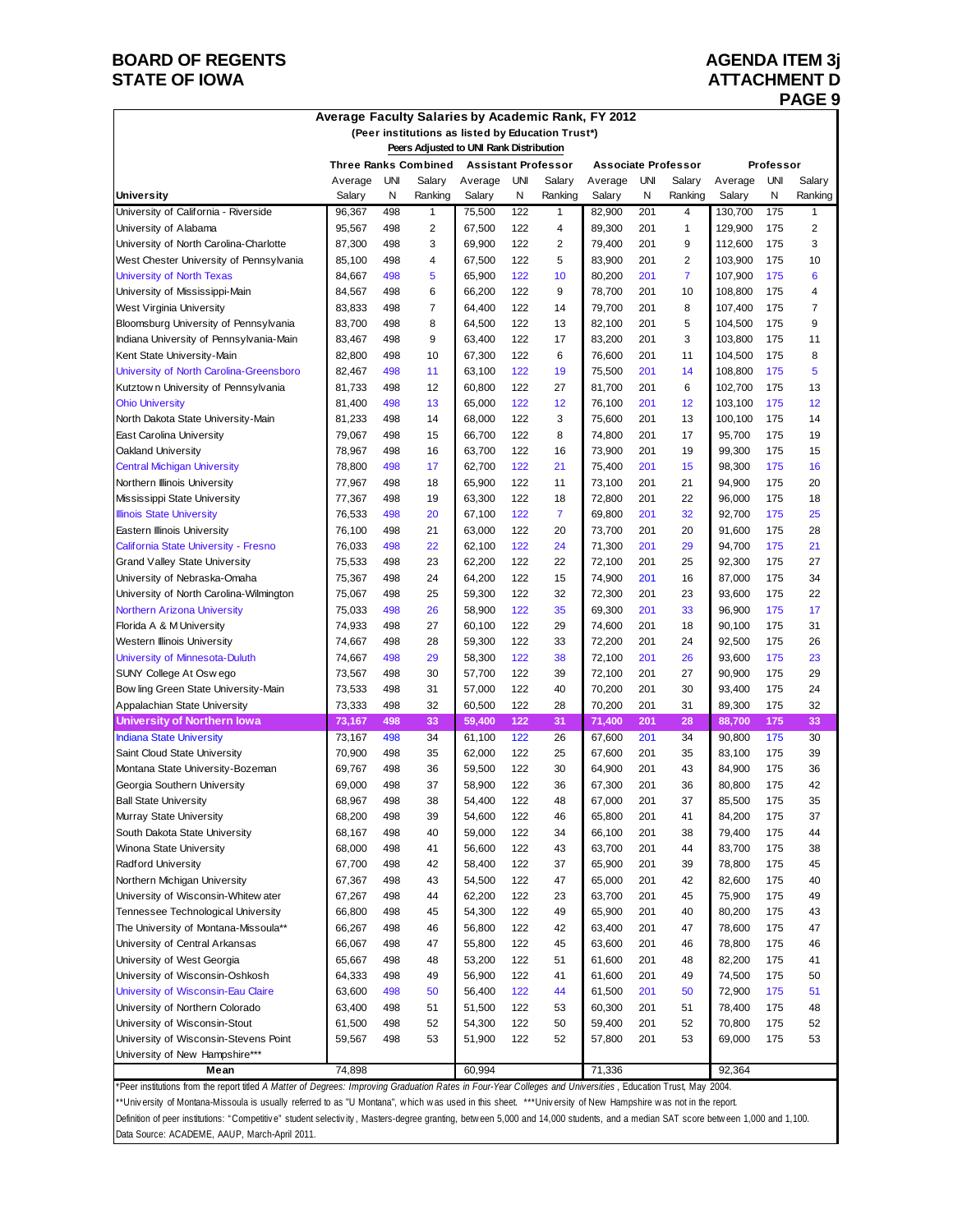**BOARD OF REGENTS**
**STATE OF IOWA**

**AGENDA ITEM 3j**
**ATTACHMENT D**

## Average Faculty Salaries by Academic Rank, FY 2012

**(Peer institutions as listed by Education Trust*)**

**Peers Adjusted to UNI Rank Distribution**

| University | Three Ranks Combined | | | Assistant Professor | | | Associate Professor | | | Professor | | |
|---|---|---|---|---|---|---|---|---|---|---|---|---|
| | Average Salary | UNI N | Salary Ranking | Average Salary | UNI N | Salary Ranking | Average Salary | UNI N | Salary Ranking | Average Salary | UNI N | Salary Ranking |
| University of California - Riverside | 96,367 | 498 | 1 | 75,500 | 122 | 1 | 82,900 | 201 | 4 | 130,700 | 175 | 1 |
| University of Alabama | 95,567 | 498 | 2 | 67,500 | 122 | 4 | 89,300 | 201 | 1 | 129,900 | 175 | 2 |
| University of North Carolina-Charlotte | 87,300 | 498 | 3 | 69,900 | 122 | 2 | 79,400 | 201 | 9 | 112,600 | 175 | 3 |
| West Chester University of Pennsylvania | 85,100 | 498 | 4 | 67,500 | 122 | 5 | 83,900 | 201 | 2 | 103,900 | 175 | 10 |
| University of North Texas | 84,667 | 498 | 5 | 65,900 | 122 | 10 | 80,200 | 201 | 7 | 107,900 | 175 | 6 |
| University of Mississippi-Main | 84,567 | 498 | 6 | 66,200 | 122 | 9 | 78,700 | 201 | 10 | 108,800 | 175 | 4 |
| West Virginia University | 83,833 | 498 | 7 | 64,400 | 122 | 14 | 79,700 | 201 | 8 | 107,400 | 175 | 7 |
| Bloomsburg University of Pennsylvania | 83,700 | 498 | 8 | 64,500 | 122 | 13 | 82,100 | 201 | 5 | 104,500 | 175 | 9 |
| Indiana University of Pennsylvania-Main | 83,467 | 498 | 9 | 63,400 | 122 | 17 | 83,200 | 201 | 3 | 103,800 | 175 | 11 |
| Kent State University-Main | 82,800 | 498 | 10 | 67,300 | 122 | 6 | 76,600 | 201 | 11 | 104,500 | 175 | 8 |
| University of North Carolina-Greensboro | 82,467 | 498 | 11 | 63,100 | 122 | 19 | 75,500 | 201 | 14 | 108,800 | 175 | 5 |
| Kutztown University of Pennsylvania | 81,733 | 498 | 12 | 60,800 | 122 | 27 | 81,700 | 201 | 6 | 102,700 | 175 | 13 |
| Ohio University | 81,400 | 498 | 13 | 65,000 | 122 | 12 | 76,100 | 201 | 12 | 103,100 | 175 | 12 |
| North Dakota State University-Main | 81,233 | 498 | 14 | 68,000 | 122 | 3 | 75,600 | 201 | 13 | 100,100 | 175 | 14 |
| East Carolina University | 79,067 | 498 | 15 | 66,700 | 122 | 8 | 74,800 | 201 | 17 | 95,700 | 175 | 19 |
| Oakland University | 78,967 | 498 | 16 | 63,700 | 122 | 16 | 73,900 | 201 | 19 | 99,300 | 175 | 15 |
| Central Michigan University | 78,800 | 498 | 17 | 62,700 | 122 | 21 | 75,400 | 201 | 15 | 98,300 | 175 | 16 |
| Northern Illinois University | 77,967 | 498 | 18 | 65,900 | 122 | 11 | 73,100 | 201 | 21 | 94,900 | 175 | 20 |
| Mississippi State University | 77,367 | 498 | 19 | 63,300 | 122 | 18 | 72,800 | 201 | 22 | 96,000 | 175 | 18 |
| Illinois State University | 76,533 | 498 | 20 | 67,100 | 122 | 7 | 69,800 | 201 | 32 | 92,700 | 175 | 25 |
| Eastern Illinois University | 76,100 | 498 | 21 | 63,000 | 122 | 20 | 73,700 | 201 | 20 | 91,600 | 175 | 28 |
| California State University - Fresno | 76,033 | 498 | 22 | 62,100 | 122 | 24 | 71,300 | 201 | 29 | 94,700 | 175 | 21 |
| Grand Valley State University | 75,533 | 498 | 23 | 62,200 | 122 | 22 | 72,100 | 201 | 25 | 92,300 | 175 | 27 |
| University of Nebraska-Omaha | 75,367 | 498 | 24 | 64,200 | 122 | 15 | 74,900 | 201 | 16 | 87,000 | 175 | 34 |
| University of North Carolina-Wilmington | 75,067 | 498 | 25 | 59,300 | 122 | 32 | 72,300 | 201 | 23 | 93,600 | 175 | 22 |
| Northern Arizona University | 75,033 | 498 | 26 | 58,900 | 122 | 35 | 69,300 | 201 | 33 | 96,900 | 175 | 17 |
| Florida A & M University | 74,933 | 498 | 27 | 60,100 | 122 | 29 | 74,600 | 201 | 18 | 90,100 | 175 | 31 |
| Western Illinois University | 74,667 | 498 | 28 | 59,300 | 122 | 33 | 72,200 | 201 | 24 | 92,500 | 175 | 26 |
| University of Minnesota-Duluth | 74,667 | 498 | 29 | 58,300 | 122 | 38 | 72,100 | 201 | 26 | 93,600 | 175 | 23 |
| SUNY College At Oswego | 73,567 | 498 | 30 | 57,700 | 122 | 39 | 72,100 | 201 | 27 | 90,900 | 175 | 29 |
| Bowling Green State University-Main | 73,533 | 498 | 31 | 57,000 | 122 | 40 | 70,200 | 201 | 30 | 93,400 | 175 | 24 |
| Appalachian State University | 73,333 | 498 | 32 | 60,500 | 122 | 28 | 70,200 | 201 | 31 | 89,300 | 175 | 32 |
| **University of Northern Iowa** | **73,167** | **498** | **33** | **59,400** | **122** | **31** | **71,400** | **201** | **28** | **88,700** | **175** | **33** |
| Indiana State University | 73,167 | 498 | 34 | 61,100 | 122 | 26 | 67,600 | 201 | 34 | 90,800 | 175 | 30 |
| Saint Cloud State University | 70,900 | 498 | 35 | 62,000 | 122 | 25 | 67,600 | 201 | 35 | 83,100 | 175 | 39 |
| Montana State University-Bozeman | 69,767 | 498 | 36 | 59,500 | 122 | 30 | 64,900 | 201 | 43 | 84,900 | 175 | 36 |
| Georgia Southern University | 69,000 | 498 | 37 | 58,900 | 122 | 36 | 67,300 | 201 | 36 | 80,800 | 175 | 42 |
| Ball State University | 68,967 | 498 | 38 | 54,400 | 122 | 48 | 67,000 | 201 | 37 | 85,500 | 175 | 35 |
| Murray State University | 68,200 | 498 | 39 | 54,600 | 122 | 46 | 65,800 | 201 | 41 | 84,200 | 175 | 37 |
| South Dakota State University | 68,167 | 498 | 40 | 59,000 | 122 | 34 | 66,100 | 201 | 38 | 79,400 | 175 | 44 |
| Winona State University | 68,000 | 498 | 41 | 56,600 | 122 | 43 | 63,700 | 201 | 44 | 83,700 | 175 | 38 |
| Radford University | 67,700 | 498 | 42 | 58,400 | 122 | 37 | 65,900 | 201 | 39 | 78,800 | 175 | 45 |
| Northern Michigan University | 67,367 | 498 | 43 | 54,500 | 122 | 47 | 65,000 | 201 | 42 | 82,600 | 175 | 40 |
| University of Wisconsin-Whitewater | 67,267 | 498 | 44 | 62,200 | 122 | 23 | 63,700 | 201 | 45 | 75,900 | 175 | 49 |
| Tennessee Technological University | 66,800 | 498 | 45 | 54,300 | 122 | 49 | 65,900 | 201 | 40 | 80,200 | 175 | 43 |
| The University of Montana-Missoula** | 66,267 | 498 | 46 | 56,800 | 122 | 42 | 63,400 | 201 | 47 | 78,600 | 175 | 47 |
| University of Central Arkansas | 66,067 | 498 | 47 | 55,800 | 122 | 45 | 63,600 | 201 | 46 | 78,800 | 175 | 46 |
| University of West Georgia | 65,667 | 498 | 48 | 53,200 | 122 | 51 | 61,600 | 201 | 48 | 82,200 | 175 | 41 |
| University of Wisconsin-Oshkosh | 64,333 | 498 | 49 | 56,900 | 122 | 41 | 61,600 | 201 | 49 | 74,500 | 175 | 50 |
| University of Wisconsin-Eau Claire | 63,600 | 498 | 50 | 56,400 | 122 | 44 | 61,500 | 201 | 50 | 72,900 | 175 | 51 |
| University of Northern Colorado | 63,400 | 498 | 51 | 51,500 | 122 | 53 | 60,300 | 201 | 51 | 78,400 | 175 | 48 |
| University of Wisconsin-Stout | 61,500 | 498 | 52 | 54,300 | 122 | 50 | 59,400 | 201 | 52 | 70,800 | 175 | 52 |
| University of Wisconsin-Stevens Point | 59,567 | 498 | 53 | 51,900 | 122 | 52 | 57,800 | 201 | 53 | 69,000 | 175 | 53 |
| University of New Hampshire*** | | | | | | | | | | | | |
| **Mean** | 74,898 | | | 60,994 | | | 71,336 | | | 92,364 | | |

*Peer institutions from the report titled *A Matter of Degrees: Improving Graduation Rates in Four-Year Colleges and Universities*, Education Trust, May 2004.

**University of Montana-Missoula is usually referred to as "U Montana", which was used in this sheet. ***University of New Hampshire was not in the report.

Definition of peer institutions: "Competitive" student selectivity, Masters-degree granting, between 5,000 and 14,000 students, and a median SAT score between 1,000 and 1,100.

Data Source: ACADEME, AAUP, March-April 2011.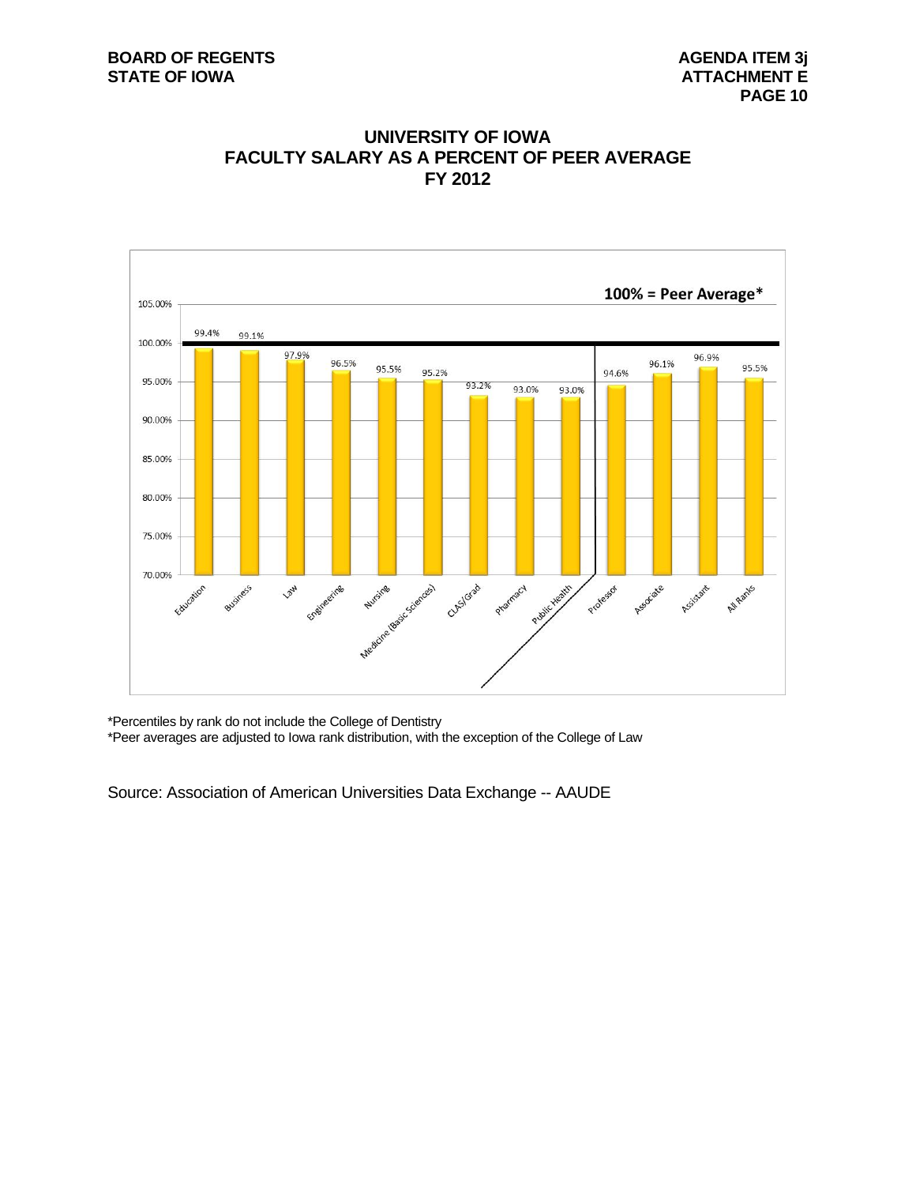# UNIVERSITY OF IOWA
## FACULTY SALARY AS A PERCENT OF PEER AVERAGE
## FY 2012

100% = Peer Average*

| Category | Percent of Peer Average |
|---|---|
| Education | 99.4% |
| Business | 99.1% |
| Law | 97.9% |
| Engineering | 96.5% |
| Nursing | 95.5% |
| Medicine (Basic Sciences) | 95.2% |
| CLAS/Grad | 93.2% |
| Pharmacy | 93.0% |
| Public Health | 93.0% |
| Professor | 94.6% |
| Associate | 96.1% |
| Assistant | 96.9% |
| All Ranks | 95.5% |

*Percentiles by rank do not include the College of Dentistry

*Peer averages are adjusted to Iowa rank distribution, with the exception of the College of Law

Source: Association of American Universities Data Exchange -- AAUDE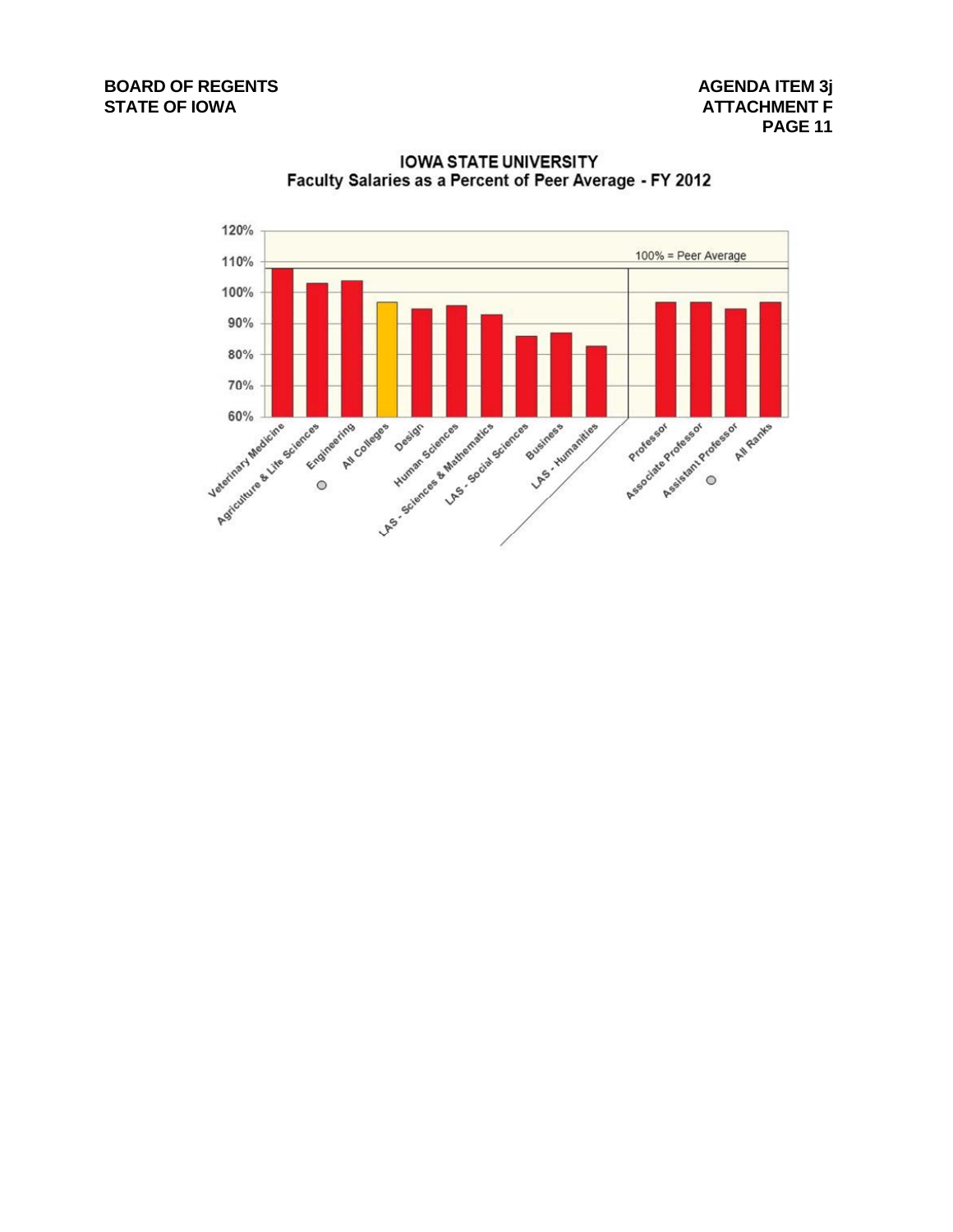BOARD OF REGENTS
STATE OF IOWA

AGENDA ITEM 3j
ATTACHMENT F

## IOWA STATE UNIVERSITY
### Faculty Salaries as a Percent of Peer Average - FY 2012

100% = Peer Average

| Category | Percent of Peer Average |
|---|---|
| Veterinary Medicine | 108% |
| Agriculture & Life Sciences | 103% |
| Engineering | 104% |
| All Colleges | 97% |
| Design | 95% |
| Human Sciences | 96% |
| LAS - Sciences & Mathematics | 93% |
| LAS - Social Sciences | 86% |
| Business | 87% |
| LAS - Humanities | 83% |
| Professor | 97% |
| Associate Professor | 97% |
| Assistant Professor | 95% |
| All Ranks | 97% |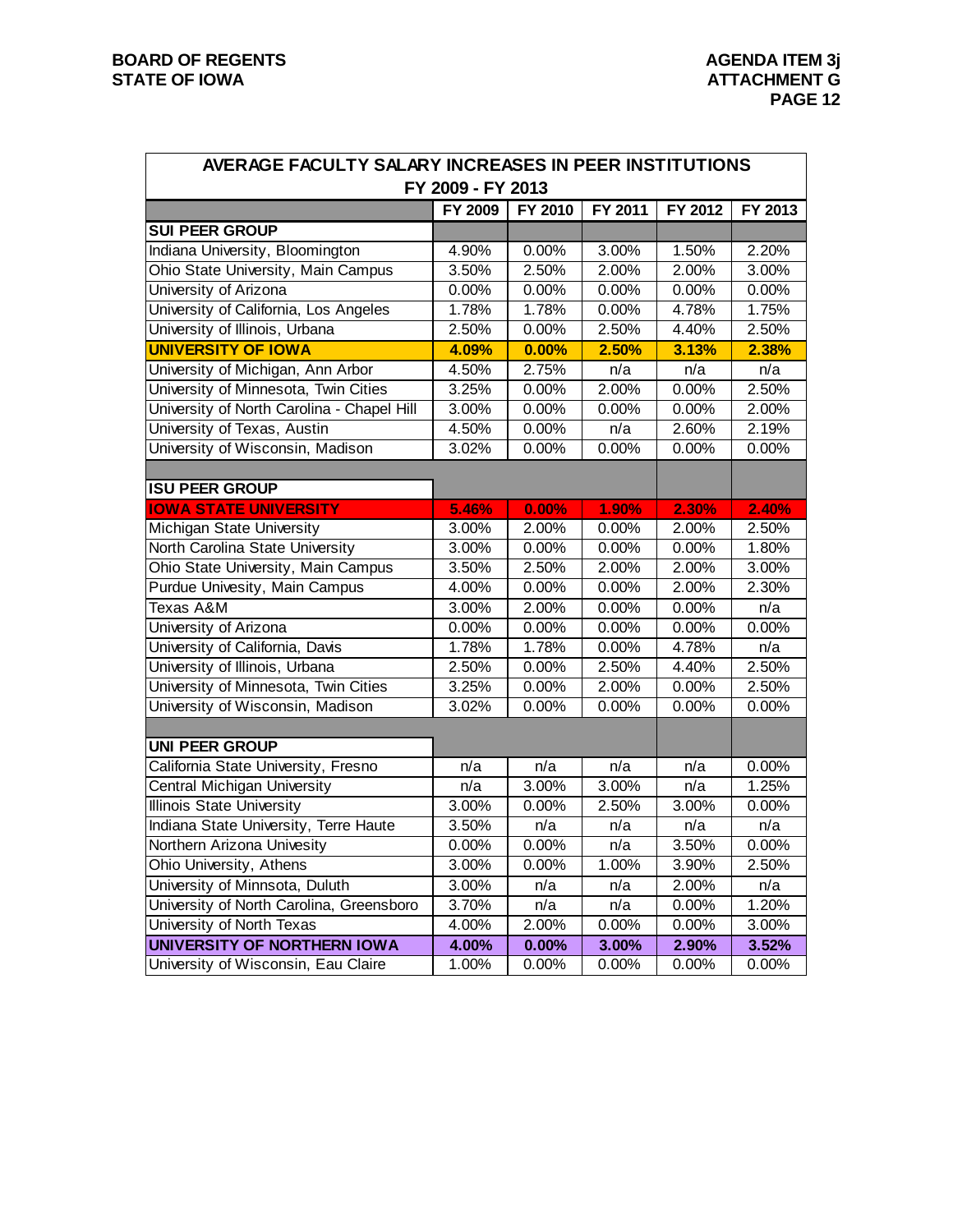**BOARD OF REGENTS**
**STATE OF IOWA**

**AGENDA ITEM 3j**
**ATTACHMENT G**

| AVERAGE FACULTY SALARY INCREASES IN PEER INSTITUTIONS FY 2009 - FY 2013 | | | | | |
|---|---|---|---|---|---|
| | FY 2009 | FY 2010 | FY 2011 | FY 2012 | FY 2013 |
| **SUI PEER GROUP** | | | | | |
| Indiana University, Bloomington | 4.90% | 0.00% | 3.00% | 1.50% | 2.20% |
| Ohio State University, Main Campus | 3.50% | 2.50% | 2.00% | 2.00% | 3.00% |
| University of Arizona | 0.00% | 0.00% | 0.00% | 0.00% | 0.00% |
| University of California, Los Angeles | 1.78% | 1.78% | 0.00% | 4.78% | 1.75% |
| University of Illinois, Urbana | 2.50% | 0.00% | 2.50% | 4.40% | 2.50% |
| **UNIVERSITY OF IOWA** | **4.09%** | **0.00%** | **2.50%** | **3.13%** | **2.38%** |
| University of Michigan, Ann Arbor | 4.50% | 2.75% | n/a | n/a | n/a |
| University of Minnesota, Twin Cities | 3.25% | 0.00% | 2.00% | 0.00% | 2.50% |
| University of North Carolina - Chapel Hill | 3.00% | 0.00% | 0.00% | 0.00% | 2.00% |
| University of Texas, Austin | 4.50% | 0.00% | n/a | 2.60% | 2.19% |
| University of Wisconsin, Madison | 3.02% | 0.00% | 0.00% | 0.00% | 0.00% |
| | | | | | |
| **ISU PEER GROUP** | | | | | |
| **IOWA STATE UNIVERSITY** | **5.46%** | **0.00%** | **1.90%** | **2.30%** | **2.40%** |
| Michigan State University | 3.00% | 2.00% | 0.00% | 2.00% | 2.50% |
| North Carolina State University | 3.00% | 0.00% | 0.00% | 0.00% | 1.80% |
| Ohio State University, Main Campus | 3.50% | 2.50% | 2.00% | 2.00% | 3.00% |
| Purdue Univesity, Main Campus | 4.00% | 0.00% | 0.00% | 2.00% | 2.30% |
| Texas A&M | 3.00% | 2.00% | 0.00% | 0.00% | n/a |
| University of Arizona | 0.00% | 0.00% | 0.00% | 0.00% | 0.00% |
| University of California, Davis | 1.78% | 1.78% | 0.00% | 4.78% | n/a |
| University of Illinois, Urbana | 2.50% | 0.00% | 2.50% | 4.40% | 2.50% |
| University of Minnesota, Twin Cities | 3.25% | 0.00% | 2.00% | 0.00% | 2.50% |
| University of Wisconsin, Madison | 3.02% | 0.00% | 0.00% | 0.00% | 0.00% |
| | | | | | |
| **UNI PEER GROUP** | | | | | |
| California State University, Fresno | n/a | n/a | n/a | n/a | 0.00% |
| Central Michigan University | n/a | 3.00% | 3.00% | n/a | 1.25% |
| Illinois State University | 3.00% | 0.00% | 2.50% | 3.00% | 0.00% |
| Indiana State University, Terre Haute | 3.50% | n/a | n/a | n/a | n/a |
| Northern Arizona Univesity | 0.00% | 0.00% | n/a | 3.50% | 0.00% |
| Ohio University, Athens | 3.00% | 0.00% | 1.00% | 3.90% | 2.50% |
| University of Minnsota, Duluth | 3.00% | n/a | n/a | 2.00% | n/a |
| University of North Carolina, Greensboro | 3.70% | n/a | n/a | 0.00% | 1.20% |
| University of North Texas | 4.00% | 2.00% | 0.00% | 0.00% | 3.00% |
| **UNIVERSITY OF NORTHERN IOWA** | **4.00%** | **0.00%** | **3.00%** | **2.90%** | **3.52%** |
| University of Wisconsin, Eau Claire | 1.00% | 0.00% | 0.00% | 0.00% | 0.00% |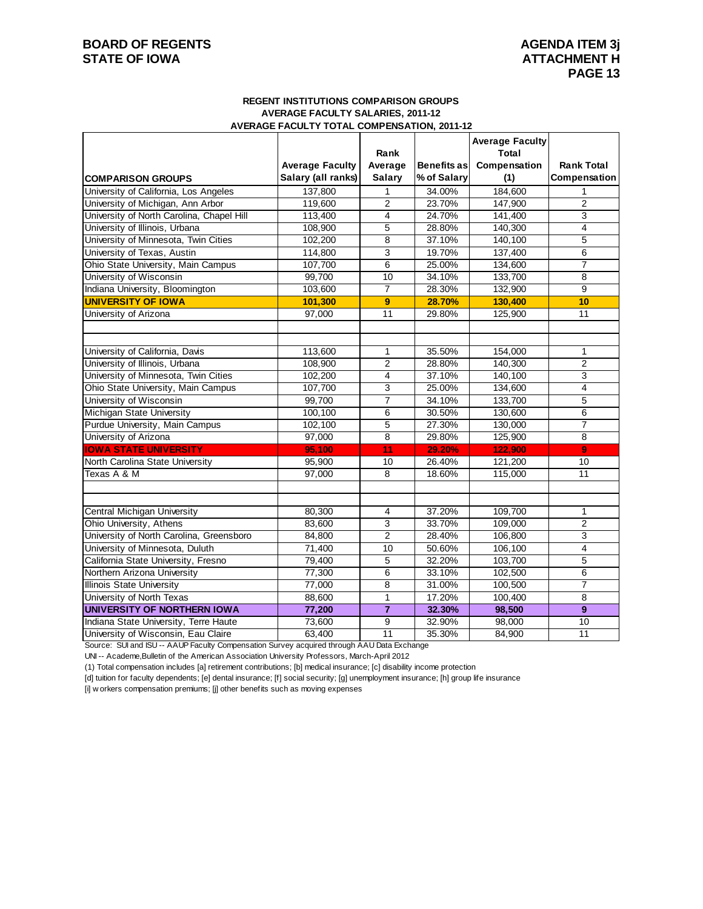**BOARD OF REGENTS**
**STATE OF IOWA**

**AGENDA ITEM 3j**
**ATTACHMENT H**
**PAGE 13**

### REGENT INSTITUTIONS COMPARISON GROUPS
### AVERAGE FACULTY SALARIES, 2011-12
### AVERAGE FACULTY TOTAL COMPENSATION, 2011-12

| COMPARISON GROUPS | Average Faculty Salary (all ranks) | Rank Average Salary | Benefits as % of Salary | Average Faculty Total Compensation (1) | Rank Total Compensation |
|---|---|---|---|---|---|
| University of California, Los Angeles | 137,800 | 1 | 34.00% | 184,600 | 1 |
| University of Michigan, Ann Arbor | 119,600 | 2 | 23.70% | 147,900 | 2 |
| University of North Carolina, Chapel Hill | 113,400 | 4 | 24.70% | 141,400 | 3 |
| University of Illinois, Urbana | 108,900 | 5 | 28.80% | 140,300 | 4 |
| University of Minnesota, Twin Cities | 102,200 | 8 | 37.10% | 140,100 | 5 |
| University of Texas, Austin | 114,800 | 3 | 19.70% | 137,400 | 6 |
| Ohio State University, Main Campus | 107,700 | 6 | 25.00% | 134,600 | 7 |
| University of Wisconsin | 99,700 | 10 | 34.10% | 133,700 | 8 |
| Indiana University, Bloomington | 103,600 | 7 | 28.30% | 132,900 | 9 |
| **UNIVERSITY OF IOWA** | **101,300** | **9** | **28.70%** | **130,400** | **10** |
| University of Arizona | 97,000 | 11 | 29.80% | 125,900 | 11 |
| | | | | | |
| | | | | | |
| University of California, Davis | 113,600 | 1 | 35.50% | 154,000 | 1 |
| University of Illinois, Urbana | 108,900 | 2 | 28.80% | 140,300 | 2 |
| University of Minnesota, Twin Cities | 102,200 | 4 | 37.10% | 140,100 | 3 |
| Ohio State University, Main Campus | 107,700 | 3 | 25.00% | 134,600 | 4 |
| University of Wisconsin | 99,700 | 7 | 34.10% | 133,700 | 5 |
| Michigan State University | 100,100 | 6 | 30.50% | 130,600 | 6 |
| Purdue University, Main Campus | 102,100 | 5 | 27.30% | 130,000 | 7 |
| University of Arizona | 97,000 | 8 | 29.80% | 125,900 | 8 |
| **IOWA STATE UNIVERSITY** | **95,100** | **11** | **29.20%** | **122,900** | **9** |
| North Carolina State University | 95,900 | 10 | 26.40% | 121,200 | 10 |
| Texas A & M | 97,000 | 8 | 18.60% | 115,000 | 11 |
| | | | | | |
| | | | | | |
| Central Michigan University | 80,300 | 4 | 37.20% | 109,700 | 1 |
| Ohio University, Athens | 83,600 | 3 | 33.70% | 109,000 | 2 |
| University of North Carolina, Greensboro | 84,800 | 2 | 28.40% | 106,800 | 3 |
| University of Minnesota, Duluth | 71,400 | 10 | 50.60% | 106,100 | 4 |
| California State University, Fresno | 79,400 | 5 | 32.20% | 103,700 | 5 |
| Northern Arizona University | 77,300 | 6 | 33.10% | 102,500 | 6 |
| Illinois State University | 77,000 | 8 | 31.00% | 100,500 | 7 |
| University of North Texas | 88,600 | 1 | 17.20% | 100,400 | 8 |
| **UNIVERSITY OF NORTHERN IOWA** | **77,200** | **7** | **32.30%** | **98,500** | **9** |
| Indiana State University, Terre Haute | 73,600 | 9 | 32.90% | 98,000 | 10 |
| University of Wisconsin, Eau Claire | 63,400 | 11 | 35.30% | 84,900 | 11 |

Source: SUI and ISU -- AAUP Faculty Compensation Survey acquired through AAU Data Exchange

UNI -- Academe,Bulletin of the American Association University Professors, March-April 2012

(1) Total compensation includes [a] retirement contributions; [b] medical insurance; [c] disability income protection

[d] tuition for faculty dependents; [e] dental insurance; [f] social security; [g] unemployment insurance; [h] group life insurance

[i] workers compensation premiums; [j] other benefits such as moving expenses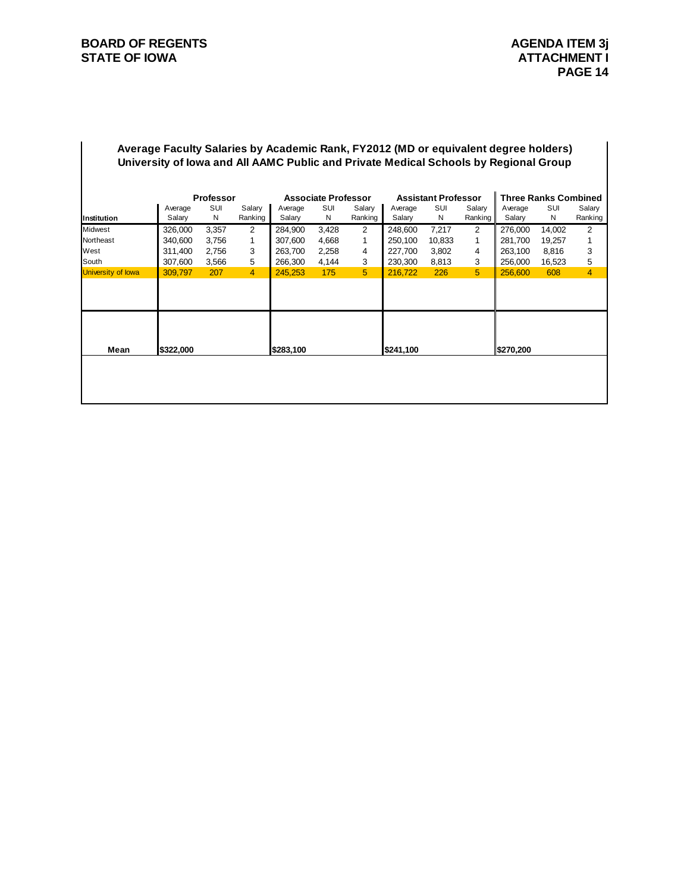**Average Faculty Salaries by Academic Rank, FY2012 (MD or equivalent degree holders)**
**University of Iowa and All AAMC Public and Private Medical Schools by Regional Group**

| | Professor | | | Associate Professor | | | Assistant Professor | | | Three Ranks Combined | | |
|---|---|---|---|---|---|---|---|---|---|---|---|---|
| Institution | Average Salary | SUI N | Salary Ranking | Average Salary | SUI N | Salary Ranking | Average Salary | SUI N | Salary Ranking | Average Salary | SUI N | Salary Ranking |
| Midwest | 326,000 | 3,357 | 2 | 284,900 | 3,428 | 2 | 248,600 | 7,217 | 2 | 276,000 | 14,002 | 2 |
| Northeast | 340,600 | 3,756 | 1 | 307,600 | 4,668 | 1 | 250,100 | 10,833 | 1 | 281,700 | 19,257 | 1 |
| West | 311,400 | 2,756 | 3 | 263,700 | 2,258 | 4 | 227,700 | 3,802 | 4 | 263,100 | 8,816 | 3 |
| South | 307,600 | 3,566 | 5 | 266,300 | 4,144 | 3 | 230,300 | 8,813 | 3 | 256,000 | 16,523 | 5 |
| University of Iowa | 309,797 | 207 | 4 | 245,253 | 175 | 5 | 216,722 | 226 | 5 | 256,600 | 608 | 4 |
| **Mean** | $322,000 | | | $283,100 | | | $241,100 | | | $270,200 | | |